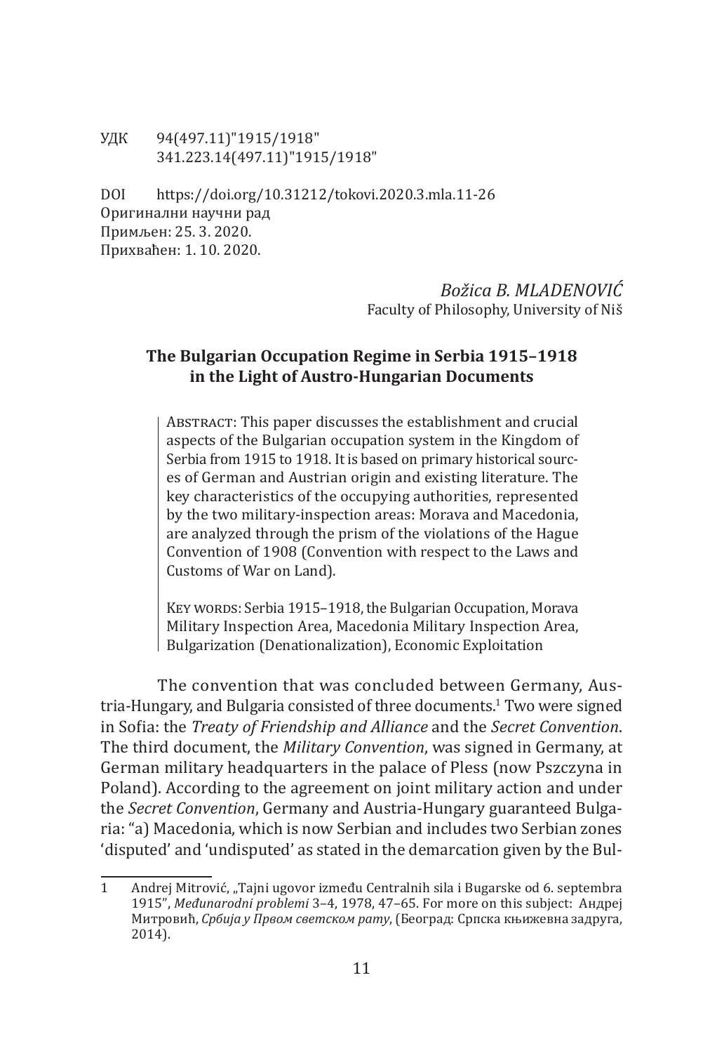УДК 94(497.11)"1915/1918"
341.223.14(497.11)"1915/1918"

DOI https://doi.org/10.31212/tokovi.2020.3.mla.11-26
Оригинални научни рад
Примљен: 25. 3. 2020.
Прихваћен: 1. 10. 2020.

*Božica B. MLADENOVIĆ*
Faculty of Philosophy, University of Niš

## The Bulgarian Occupation Regime in Serbia 1915–1918 in the Light of Austro-Hungarian Documents

Abstract: This paper discusses the establishment and crucial aspects of the Bulgarian occupation system in the Kingdom of Serbia from 1915 to 1918. It is based on primary historical sources of German and Austrian origin and existing literature. The key characteristics of the occupying authorities, represented by the two military-inspection areas: Morava and Macedonia, are analyzed through the prism of the violations of the Hague Convention of 1908 (Convention with respect to the Laws and Customs of War on Land).

Key words: Serbia 1915–1918, the Bulgarian Occupation, Morava Military Inspection Area, Macedonia Military Inspection Area, Bulgarization (Denationalization), Economic Exploitation

The convention that was concluded between Germany, Austria-Hungary, and Bulgaria consisted of three documents.[1] Two were signed in Sofia: the *Treaty of Friendship and Alliance* and the *Secret Convention*. The third document, the *Military Convention*, was signed in Germany, at German military headquarters in the palace of Pless (now Pszczyna in Poland). According to the agreement on joint military action and under the *Secret Convention*, Germany and Austria-Hungary guaranteed Bulgaria: "a) Macedonia, which is now Serbian and includes two Serbian zones 'disputed' and 'undisputed' as stated in the demarcation given by the Bul-

---

1 Andrej Mitrović, „Tajni ugovor između Centralnih sila i Bugarske od 6. septembra 1915", *Međunarodni problemi* 3–4, 1978, 47–65. For more on this subject: Андреј Митровић, *Србија у Првом светском рату*, (Београд: Српска књижевна задруга, 2014).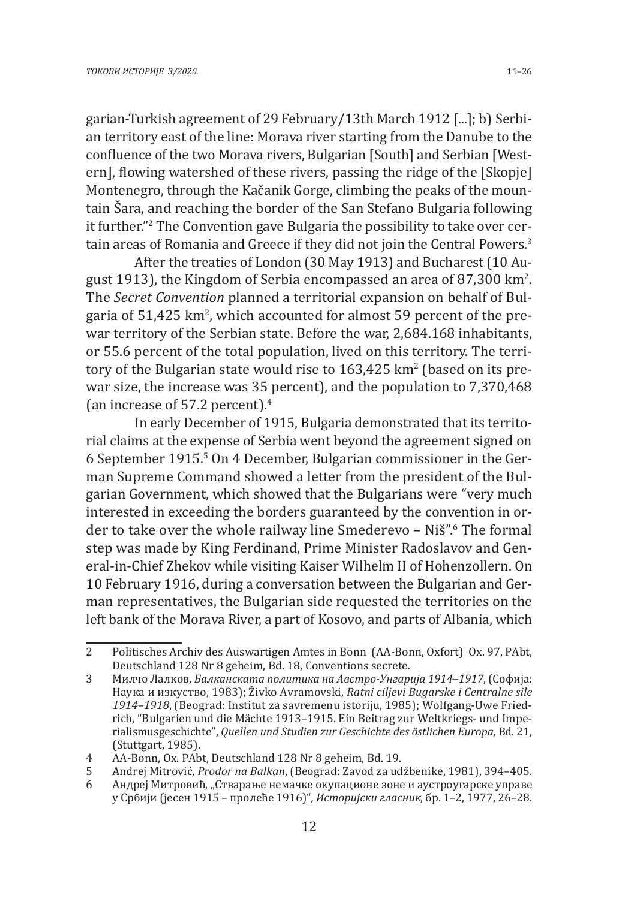garian-Turkish agreement of 29 February/13th March 1912 [...]; b) Serbian territory east of the line: Morava river starting from the Danube to the confluence of the two Morava rivers, Bulgarian [South] and Serbian [Western], flowing watershed of these rivers, passing the ridge of the [Skopje] Montenegro, through the Kačanik Gorge, climbing the peaks of the mountain Šara, and reaching the border of the San Stefano Bulgaria following it further."[2] The Convention gave Bulgaria the possibility to take over certain areas of Romania and Greece if they did not join the Central Powers.[3]

After the treaties of London (30 May 1913) and Bucharest (10 August 1913), the Kingdom of Serbia encompassed an area of 87,300 km$^2$. The *Secret Convention* planned a territorial expansion on behalf of Bulgaria of 51,425 km$^2$, which accounted for almost 59 percent of the prewar territory of the Serbian state. Before the war, 2,684.168 inhabitants, or 55.6 percent of the total population, lived on this territory. The territory of the Bulgarian state would rise to 163,425 km$^2$ (based on its prewar size, the increase was 35 percent), and the population to 7,370,468 (an increase of 57.2 percent).[4]

In early December of 1915, Bulgaria demonstrated that its territorial claims at the expense of Serbia went beyond the agreement signed on 6 September 1915.[5] On 4 December, Bulgarian commissioner in the German Supreme Command showed a letter from the president of the Bulgarian Government, which showed that the Bulgarians were "very much interested in exceeding the borders guaranteed by the convention in order to take over the whole railway line Smederevo – Niš".[6] The formal step was made by King Ferdinand, Prime Minister Radoslavov and General-in-Chief Zhekov while visiting Kaiser Wilhelm II of Hohenzollern. On 10 February 1916, during a conversation between the Bulgarian and German representatives, the Bulgarian side requested the territories on the left bank of the Morava River, a part of Kosovo, and parts of Albania, which

---

2 Politisches Archiv des Auswartigen Amtes in Bonn (AA-Bonn, Oxfort) Ox. 97, PAbt, Deutschland 128 Nr 8 geheim, Bd. 18, Conventions secrete.

3 Милчо Лалков, *Балканската политика на Австро-Унгария 1914–1917*, (София: Наука и изкуство, 1983); Živko Avramovski, *Ratni ciljevi Bugarske i Centralne sile 1914–1918*, (Beograd: Institut za savremenu istoriju, 1985); Wolfgang-Uwe Friedrich, "Bulgarien und die Mächte 1913–1915. Ein Beitrag zur Weltkriegs- und Imperialismusgeschichte", *Quellen und Studien zur Geschichte des östlichen Europa,* Bd. 21, (Stuttgart, 1985).

4 AA-Bonn, Ox. PAbt, Deutschland 128 Nr 8 geheim, Bd. 19.

5 Andrej Mitrović, *Prodor na Balkan*, (Beograd: Zavod za udžbenike, 1981), 394–405.

6 Андреј Митровић, „Стварање немачке окупационе зоне и аустроугарске управе у Србији (јесен 1915 – пролеће 1916)", *Историјски гласник*, бр. 1–2, 1977, 26–28.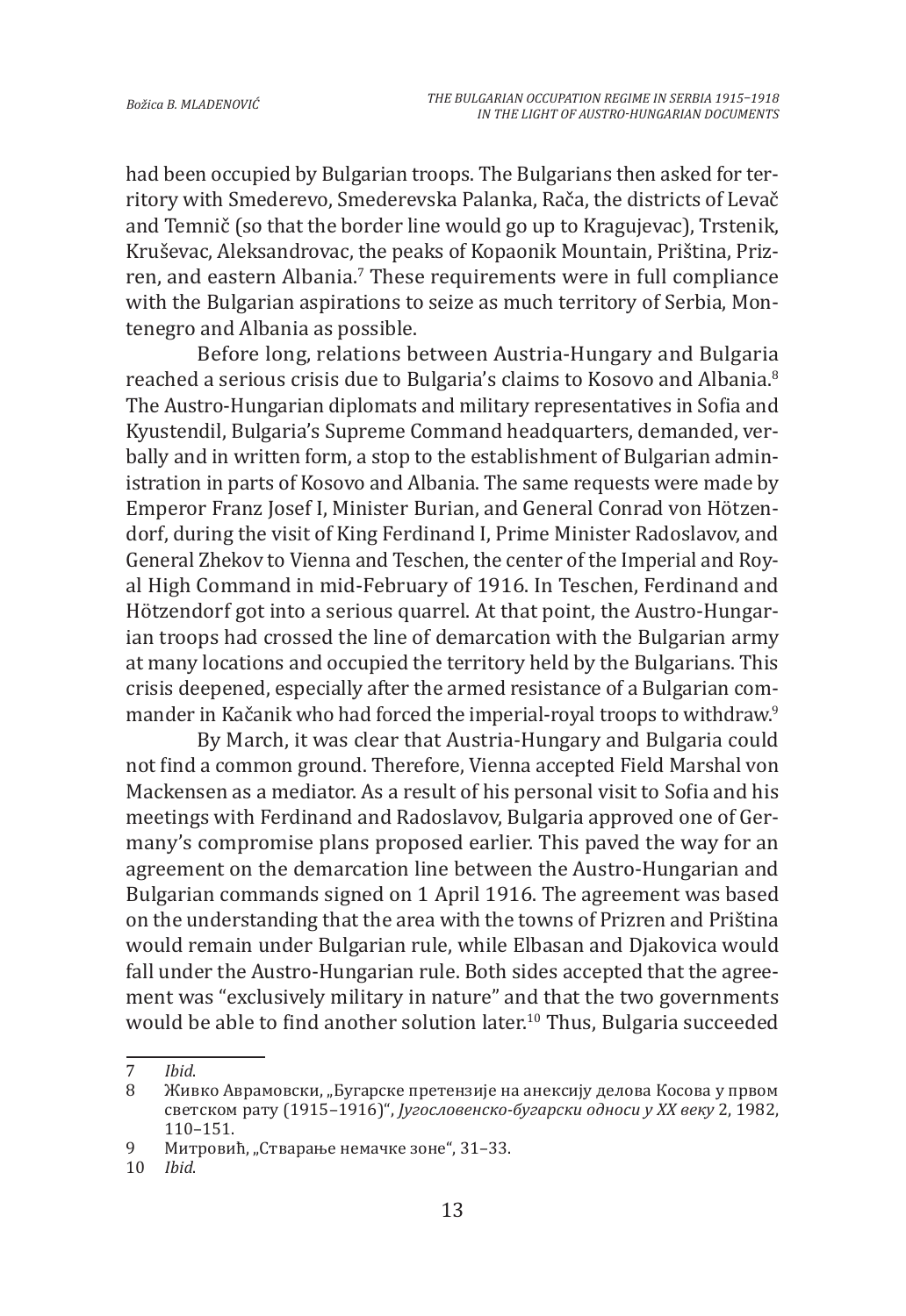had been occupied by Bulgarian troops. The Bulgarians then asked for territory with Smederevo, Smederevska Palanka, Rača, the districts of Levač and Temnič (so that the border line would go up to Kragujevac), Trstenik, Kruševac, Aleksandrovac, the peaks of Kopaonik Mountain, Priština, Prizren, and eastern Albania.[7] These requirements were in full compliance with the Bulgarian aspirations to seize as much territory of Serbia, Montenegro and Albania as possible.

Before long, relations between Austria-Hungary and Bulgaria reached a serious crisis due to Bulgaria's claims to Kosovo and Albania.[8] The Austro-Hungarian diplomats and military representatives in Sofia and Kyustendil, Bulgaria's Supreme Command headquarters, demanded, verbally and in written form, a stop to the establishment of Bulgarian administration in parts of Kosovo and Albania. The same requests were made by Emperor Franz Josef I, Minister Burian, and General Conrad von Hötzendorf, during the visit of King Ferdinand I, Prime Minister Radoslavov, and General Zhekov to Vienna and Teschen, the center of the Imperial and Royal High Command in mid-February of 1916. In Teschen, Ferdinand and Hötzendorf got into a serious quarrel. At that point, the Austro-Hungarian troops had crossed the line of demarcation with the Bulgarian army at many locations and occupied the territory held by the Bulgarians. This crisis deepened, especially after the armed resistance of a Bulgarian commander in Kačanik who had forced the imperial-royal troops to withdraw.[9]

By March, it was clear that Austria-Hungary and Bulgaria could not find a common ground. Therefore, Vienna accepted Field Marshal von Mackensen as a mediator. As a result of his personal visit to Sofia and his meetings with Ferdinand and Radoslavov, Bulgaria approved one of Germany's compromise plans proposed earlier. This paved the way for an agreement on the demarcation line between the Austro-Hungarian and Bulgarian commands signed on 1 April 1916. The agreement was based on the understanding that the area with the towns of Prizren and Priština would remain under Bulgarian rule, while Elbasan and Djakovica would fall under the Austro-Hungarian rule. Both sides accepted that the agreement was "exclusively military in nature" and that the two governments would be able to find another solution later.[10] Thus, Bulgaria succeeded

---

7 *Ibid*.

8 Живко Аврамовски, „Бугарске претензије на анексију делова Косова у првом светском рату (1915–1916)", *Југословенско-бугарски односи у XX веку* 2, 1982, 110–151.

9 Митровић, „Стварање немачке зоне", 31–33.

10 *Ibid*.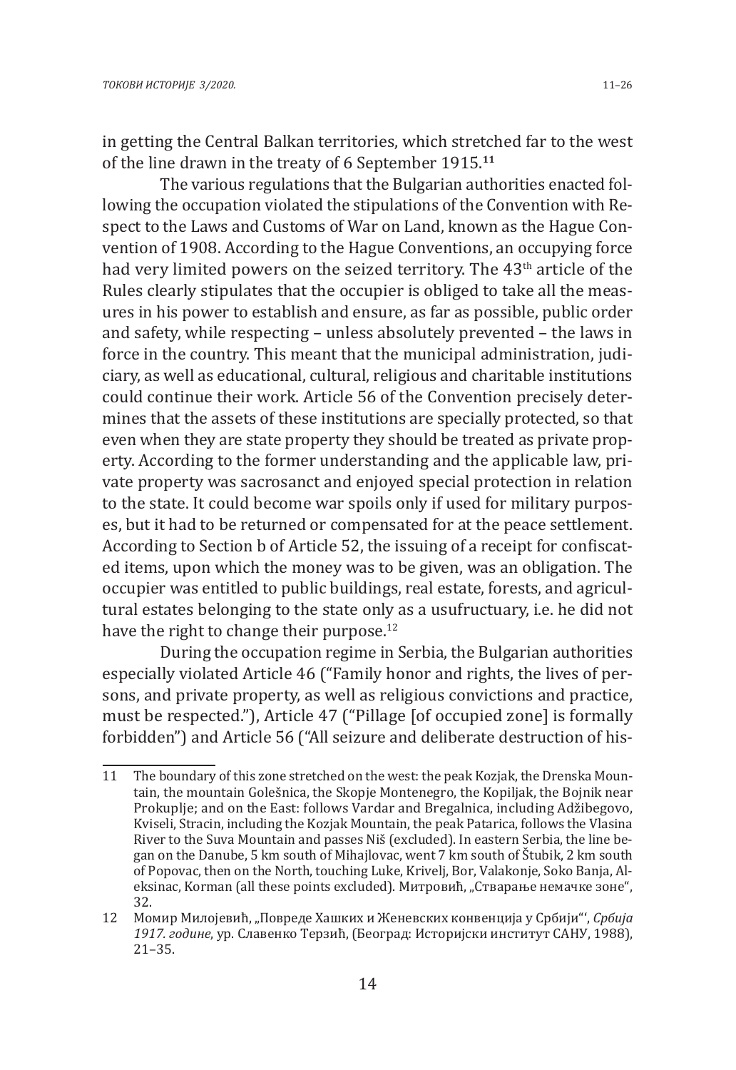in getting the Central Balkan territories, which stretched far to the west of the line drawn in the treaty of 6 September 1915.[11]

The various regulations that the Bulgarian authorities enacted following the occupation violated the stipulations of the Convention with Respect to the Laws and Customs of War on Land, known as the Hague Convention of 1908. According to the Hague Conventions, an occupying force had very limited powers on the seized territory. The 43th article of the Rules clearly stipulates that the occupier is obliged to take all the measures in his power to establish and ensure, as far as possible, public order and safety, while respecting – unless absolutely prevented – the laws in force in the country. This meant that the municipal administration, judiciary, as well as educational, cultural, religious and charitable institutions could continue their work. Article 56 of the Convention precisely determines that the assets of these institutions are specially protected, so that even when they are state property they should be treated as private property. According to the former understanding and the applicable law, private property was sacrosanct and enjoyed special protection in relation to the state. It could become war spoils only if used for military purposes, but it had to be returned or compensated for at the peace settlement. According to Section b of Article 52, the issuing of a receipt for confiscated items, upon which the money was to be given, was an obligation. The occupier was entitled to public buildings, real estate, forests, and agricultural estates belonging to the state only as a usufructuary, i.e. he did not have the right to change their purpose.[12]

During the occupation regime in Serbia, the Bulgarian authorities especially violated Article 46 ("Family honor and rights, the lives of persons, and private property, as well as religious convictions and practice, must be respected."), Article 47 ("Pillage [of occupied zone] is formally forbidden") and Article 56 ("All seizure and deliberate destruction of his-

---

11 The boundary of this zone stretched on the west: the peak Kozjak, the Drenska Mountain, the mountain Golešnica, the Skopje Montenegro, the Kopiljak, the Bojnik near Prokuplje; and on the East: follows Vardar and Bregalnica, including Adžibegovo, Kviseli, Stracin, including the Kozjak Mountain, the peak Patarica, follows the Vlasina River to the Suva Mountain and passes Niš (excluded). In eastern Serbia, the line began on the Danube, 5 km south of Mihajlovac, went 7 km south of Štubik, 2 km south of Popovac, then on the North, touching Luke, Krivelj, Bor, Valakonje, Soko Banja, Aleksinac, Korman (all these points excluded). Митровић, „Стварање немачке зоне", 32.

12 Момир Милојевић, „Повреде Хашких и Женевских конвенција у Србији"', *Србија 1917. године*, ур. Славенко Терзић, (Београд: Историјски институт САНУ, 1988), 21–35.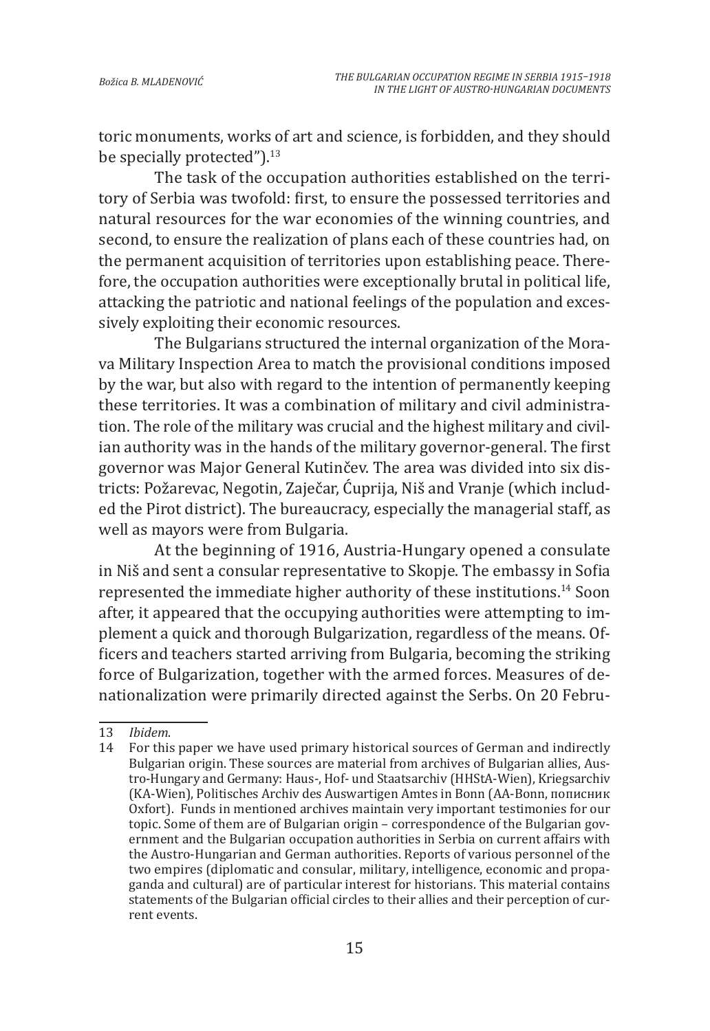toric monuments, works of art and science, is forbidden, and they should be specially protected").[13]

The task of the occupation authorities established on the territory of Serbia was twofold: first, to ensure the possessed territories and natural resources for the war economies of the winning countries, and second, to ensure the realization of plans each of these countries had, on the permanent acquisition of territories upon establishing peace. Therefore, the occupation authorities were exceptionally brutal in political life, attacking the patriotic and national feelings of the population and excessively exploiting their economic resources.

The Bulgarians structured the internal organization of the Morava Military Inspection Area to match the provisional conditions imposed by the war, but also with regard to the intention of permanently keeping these territories. It was a combination of military and civil administration. The role of the military was crucial and the highest military and civilian authority was in the hands of the military governor-general. The first governor was Major General Kutinčev. The area was divided into six districts: Požarevac, Negotin, Zaječar, Ćuprija, Niš and Vranje (which included the Pirot district). The bureaucracy, especially the managerial staff, as well as mayors were from Bulgaria.

At the beginning of 1916, Austria-Hungary opened a consulate in Niš and sent a consular representative to Skopje. The embassy in Sofia represented the immediate higher authority of these institutions.[14] Soon after, it appeared that the occupying authorities were attempting to implement a quick and thorough Bulgarization, regardless of the means. Officers and teachers started arriving from Bulgaria, becoming the striking force of Bulgarization, together with the armed forces. Measures of denationalization were primarily directed against the Serbs. On 20 Febru-

---

13 *Ibidem*.

14 For this paper we have used primary historical sources of German and indirectly Bulgarian origin. These sources are material from archives of Bulgarian allies, Austro-Hungary and Germany: Haus-, Hof- und Staatsarchiv (HHStA-Wien), Kriegsarchiv (KA-Wien), Politisches Archiv des Auswartigen Amtes in Bonn (AA-Bonn, пописник Oxfort). Funds in mentioned archives maintain very important testimonies for our topic. Some of them are of Bulgarian origin – correspondence of the Bulgarian government and the Bulgarian occupation authorities in Serbia on current affairs with the Austro-Hungarian and German authorities. Reports of various personnel of the two empires (diplomatic and consular, military, intelligence, economic and propaganda and cultural) are of particular interest for historians. This material contains statements of the Bulgarian official circles to their allies and their perception of current events.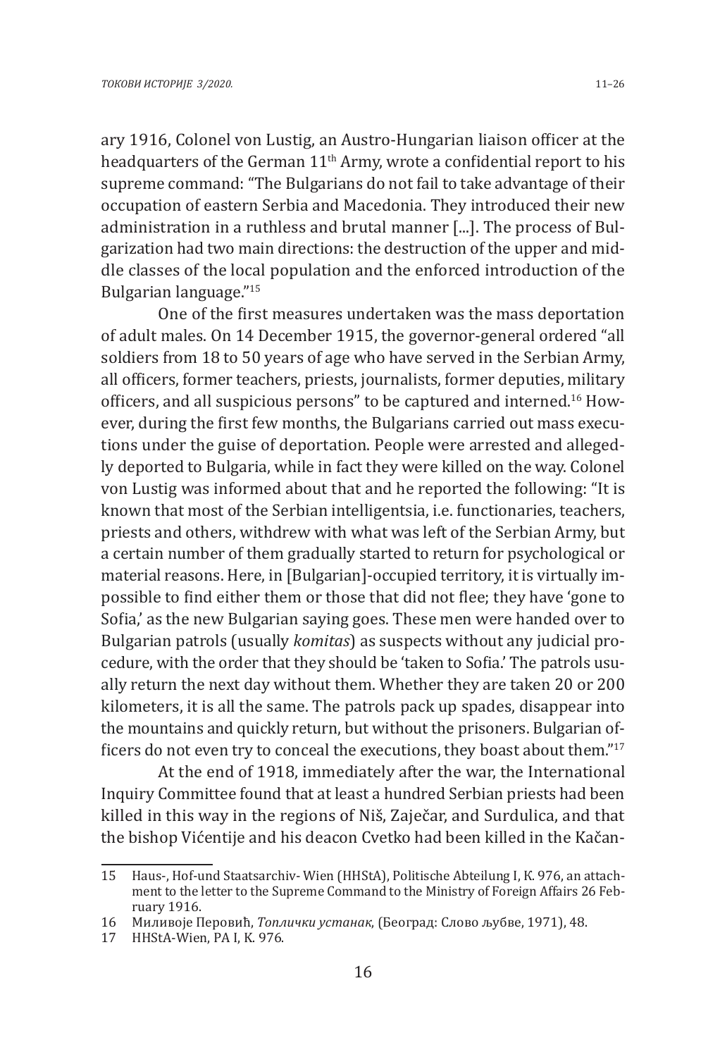ary 1916, Colonel von Lustig, an Austro-Hungarian liaison officer at the headquarters of the German 11th Army, wrote a confidential report to his supreme command: "The Bulgarians do not fail to take advantage of their occupation of eastern Serbia and Macedonia. They introduced their new administration in a ruthless and brutal manner [...]. The process of Bulgarization had two main directions: the destruction of the upper and middle classes of the local population and the enforced introduction of the Bulgarian language."[15]

One of the first measures undertaken was the mass deportation of adult males. On 14 December 1915, the governor-general ordered "all soldiers from 18 to 50 years of age who have served in the Serbian Army, all officers, former teachers, priests, journalists, former deputies, military officers, and all suspicious persons" to be captured and interned.[16] However, during the first few months, the Bulgarians carried out mass executions under the guise of deportation. People were arrested and allegedly deported to Bulgaria, while in fact they were killed on the way. Colonel von Lustig was informed about that and he reported the following: "It is known that most of the Serbian intelligentsia, i.e. functionaries, teachers, priests and others, withdrew with what was left of the Serbian Army, but a certain number of them gradually started to return for psychological or material reasons. Here, in [Bulgarian]-occupied territory, it is virtually impossible to find either them or those that did not flee; they have 'gone to Sofia,' as the new Bulgarian saying goes. These men were handed over to Bulgarian patrols (usually *komitas*) as suspects without any judicial procedure, with the order that they should be 'taken to Sofia.' The patrols usually return the next day without them. Whether they are taken 20 or 200 kilometers, it is all the same. The patrols pack up spades, disappear into the mountains and quickly return, but without the prisoners. Bulgarian officers do not even try to conceal the executions, they boast about them."[17]

At the end of 1918, immediately after the war, the International Inquiry Committee found that at least a hundred Serbian priests had been killed in this way in the regions of Niš, Zaječar, and Surdulica, and that the bishop Vićentije and his deacon Cvetko had been killed in the Kačan-

---

15 Haus-, Hof-und Staatsarchiv- Wien (HHStA), Politische Abteilung I, K. 976, an attachment to the letter to the Supreme Command to the Ministry of Foreign Affairs 26 February 1916.

16 Миливоје Перовић, *Топлички устанак*, (Београд: Слово љубве, 1971), 48.

17 HHStA-Wien, PA I, K. 976.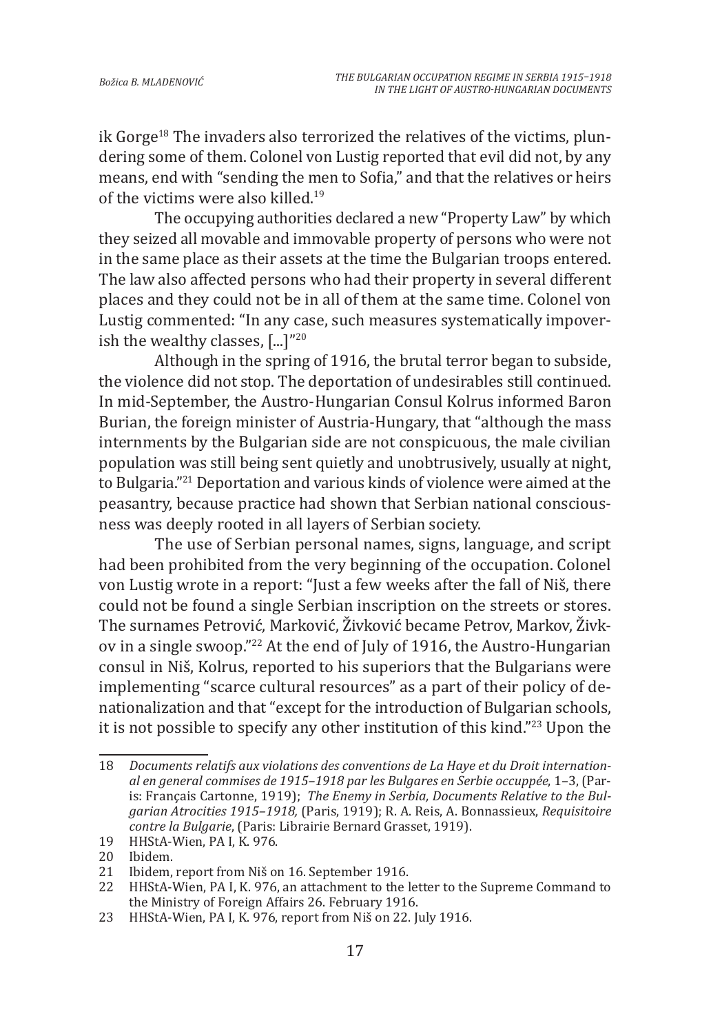ik Gorge[18] The invaders also terrorized the relatives of the victims, plundering some of them. Colonel von Lustig reported that evil did not, by any means, end with "sending the men to Sofia," and that the relatives or heirs of the victims were also killed.[19]

The occupying authorities declared a new "Property Law" by which they seized all movable and immovable property of persons who were not in the same place as their assets at the time the Bulgarian troops entered. The law also affected persons who had their property in several different places and they could not be in all of them at the same time. Colonel von Lustig commented: "In any case, such measures systematically impoverish the wealthy classes, [...]"[20]

Although in the spring of 1916, the brutal terror began to subside, the violence did not stop. The deportation of undesirables still continued. In mid-September, the Austro-Hungarian Consul Kolrus informed Baron Burian, the foreign minister of Austria-Hungary, that "although the mass internments by the Bulgarian side are not conspicuous, the male civilian population was still being sent quietly and unobtrusively, usually at night, to Bulgaria."[21] Deportation and various kinds of violence were aimed at the peasantry, because practice had shown that Serbian national consciousness was deeply rooted in all layers of Serbian society.

The use of Serbian personal names, signs, language, and script had been prohibited from the very beginning of the occupation. Colonel von Lustig wrote in a report: "Just a few weeks after the fall of Niš, there could not be found a single Serbian inscription on the streets or stores. The surnames Petrović, Marković, Živković became Petrov, Markov, Živkov in a single swoop."[22] At the end of July of 1916, the Austro-Hungarian consul in Niš, Kolrus, reported to his superiors that the Bulgarians were implementing "scarce cultural resources" as a part of their policy of denationalization and that "except for the introduction of Bulgarian schools, it is not possible to specify any other institution of this kind."[23] Upon the

---

18 *Documents relatifs aux violations des conventions de La Haye et du Droit international en general commises de 1915–1918 par les Bulgares en Serbie occuppée*, 1–3, (Paris: Français Cartonne, 1919); *The Enemy in Serbia, Documents Relative to the Bulgarian Atrocities 1915–1918,* (Paris, 1919); R. A. Reis, A. Bonnassieux, *Requisitoire contre la Bulgarie*, (Paris: Librairie Bernard Grasset, 1919).

19 HHStA-Wien, PA I, K. 976.

20 Ibidem.

21 Ibidem, report from Niš on 16. September 1916.

22 HHStA-Wien, PA I, K. 976, an attachment to the letter to the Supreme Command to the Ministry of Foreign Affairs 26. February 1916.

23 HHStA-Wien, PA I, K. 976, report from Niš on 22. July 1916.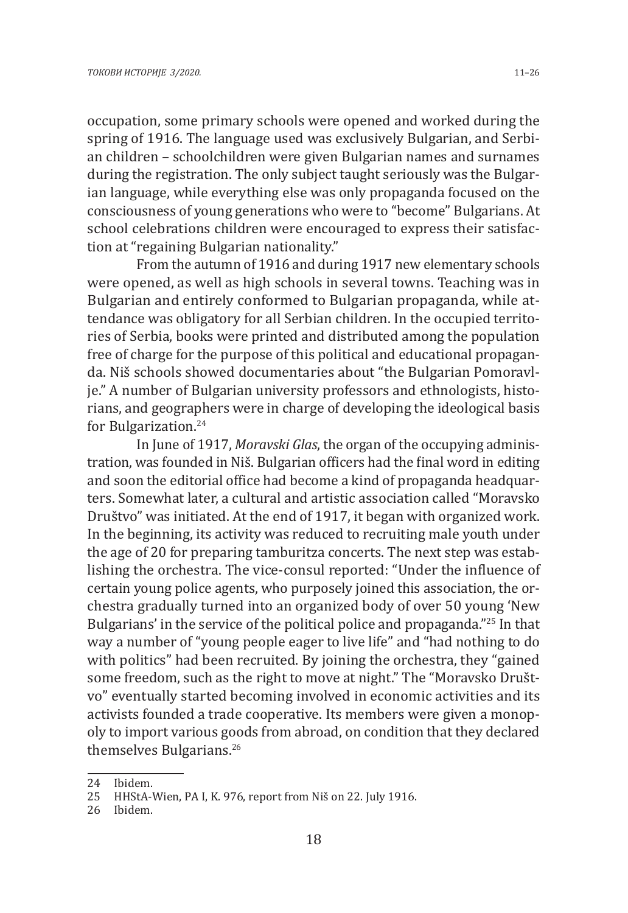occupation, some primary schools were opened and worked during the spring of 1916. The language used was exclusively Bulgarian, and Serbian children – schoolchildren were given Bulgarian names and surnames during the registration. The only subject taught seriously was the Bulgarian language, while everything else was only propaganda focused on the consciousness of young generations who were to "become" Bulgarians. At school celebrations children were encouraged to express their satisfaction at "regaining Bulgarian nationality."

From the autumn of 1916 and during 1917 new elementary schools were opened, as well as high schools in several towns. Teaching was in Bulgarian and entirely conformed to Bulgarian propaganda, while attendance was obligatory for all Serbian children. In the occupied territories of Serbia, books were printed and distributed among the population free of charge for the purpose of this political and educational propaganda. Niš schools showed documentaries about "the Bulgarian Pomoravlje." A number of Bulgarian university professors and ethnologists, historians, and geographers were in charge of developing the ideological basis for Bulgarization.[24]

In June of 1917, *Moravski Glas*, the organ of the occupying administration, was founded in Niš. Bulgarian officers had the final word in editing and soon the editorial office had become a kind of propaganda headquarters. Somewhat later, a cultural and artistic association called "Moravsko Društvo" was initiated. At the end of 1917, it began with organized work. In the beginning, its activity was reduced to recruiting male youth under the age of 20 for preparing tamburitza concerts. The next step was establishing the orchestra. The vice-consul reported: "Under the influence of certain young police agents, who purposely joined this association, the orchestra gradually turned into an organized body of over 50 young 'New Bulgarians' in the service of the political police and propaganda."[25] In that way a number of "young people eager to live life" and "had nothing to do with politics" had been recruited. By joining the orchestra, they "gained some freedom, such as the right to move at night." The "Moravsko Društvo" eventually started becoming involved in economic activities and its activists founded a trade cooperative. Its members were given a monopoly to import various goods from abroad, on condition that they declared themselves Bulgarians.[26]

---

24 Ibidem.

25 HHStA-Wien, PA I, K. 976, report from Niš on 22. July 1916.

26 Ibidem.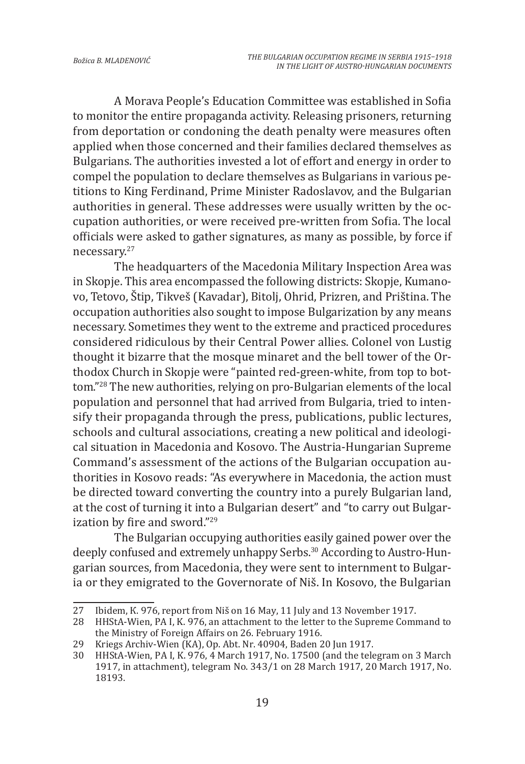A Morava People's Education Committee was established in Sofia to monitor the entire propaganda activity. Releasing prisoners, returning from deportation or condoning the death penalty were measures often applied when those concerned and their families declared themselves as Bulgarians. The authorities invested a lot of effort and energy in order to compel the population to declare themselves as Bulgarians in various petitions to King Ferdinand, Prime Minister Radoslavov, and the Bulgarian authorities in general. These addresses were usually written by the occupation authorities, or were received pre-written from Sofia. The local officials were asked to gather signatures, as many as possible, by force if necessary.[27]

The headquarters of the Macedonia Military Inspection Area was in Skopje. This area encompassed the following districts: Skopje, Kumanovo, Tetovo, Štip, Tikveš (Kavadar), Bitolj, Ohrid, Prizren, and Priština. The occupation authorities also sought to impose Bulgarization by any means necessary. Sometimes they went to the extreme and practiced procedures considered ridiculous by their Central Power allies. Colonel von Lustig thought it bizarre that the mosque minaret and the bell tower of the Orthodox Church in Skopje were "painted red-green-white, from top to bottom."[28] The new authorities, relying on pro-Bulgarian elements of the local population and personnel that had arrived from Bulgaria, tried to intensify their propaganda through the press, publications, public lectures, schools and cultural associations, creating a new political and ideological situation in Macedonia and Kosovo. The Austria-Hungarian Supreme Command's assessment of the actions of the Bulgarian occupation authorities in Kosovo reads: "As everywhere in Macedonia, the action must be directed toward converting the country into a purely Bulgarian land, at the cost of turning it into a Bulgarian desert" and "to carry out Bulgarization by fire and sword."[29]

The Bulgarian occupying authorities easily gained power over the deeply confused and extremely unhappy Serbs.[30] According to Austro-Hungarian sources, from Macedonia, they were sent to internment to Bulgaria or they emigrated to the Governorate of Niš. In Kosovo, the Bulgarian

---

27 Ibidem, K. 976, report from Niš on 16 May, 11 July and 13 November 1917.

28 HHStA-Wien, PA I, K. 976, an attachment to the letter to the Supreme Command to the Ministry of Foreign Affairs on 26. February 1916.

29 Kriegs Archiv-Wien (KA), Op. Abt. Nr. 40904, Baden 20 Jun 1917.

30 HHStA-Wien, PA I, K. 976, 4 March 1917, No. 17500 (and the telegram on 3 March 1917, in attachment), telegram No. 343/1 on 28 March 1917, 20 March 1917, No. 18193.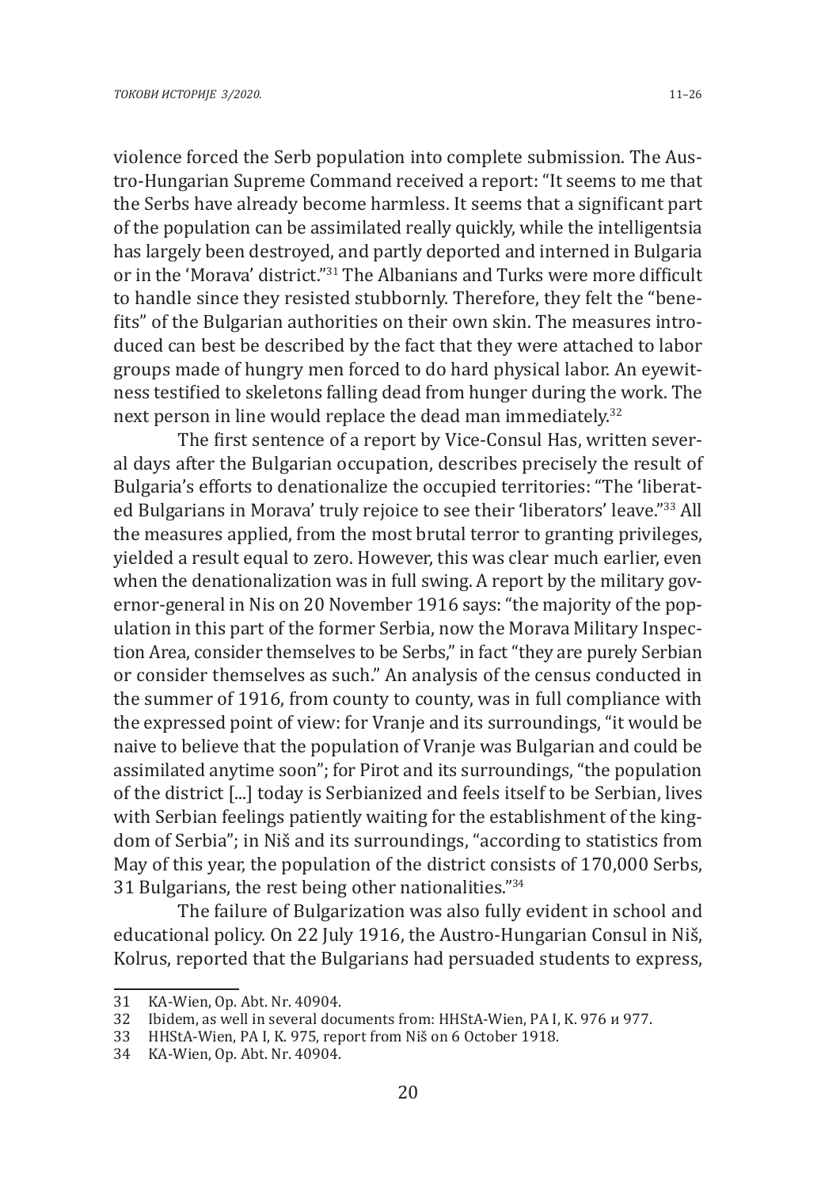violence forced the Serb population into complete submission. The Austro-Hungarian Supreme Command received a report: "It seems to me that the Serbs have already become harmless. It seems that a significant part of the population can be assimilated really quickly, while the intelligentsia has largely been destroyed, and partly deported and interned in Bulgaria or in the 'Morava' district."[31] The Albanians and Turks were more difficult to handle since they resisted stubbornly. Therefore, they felt the "benefits" of the Bulgarian authorities on their own skin. The measures introduced can best be described by the fact that they were attached to labor groups made of hungry men forced to do hard physical labor. An eyewitness testified to skeletons falling dead from hunger during the work. The next person in line would replace the dead man immediately.[32]

The first sentence of a report by Vice-Consul Has, written several days after the Bulgarian occupation, describes precisely the result of Bulgaria's efforts to denationalize the occupied territories: "The 'liberated Bulgarians in Morava' truly rejoice to see their 'liberators' leave."[33] All the measures applied, from the most brutal terror to granting privileges, yielded a result equal to zero. However, this was clear much earlier, even when the denationalization was in full swing. A report by the military governor-general in Nis on 20 November 1916 says: "the majority of the population in this part of the former Serbia, now the Morava Military Inspection Area, consider themselves to be Serbs," in fact "they are purely Serbian or consider themselves as such." An analysis of the census conducted in the summer of 1916, from county to county, was in full compliance with the expressed point of view: for Vranje and its surroundings, "it would be naive to believe that the population of Vranje was Bulgarian and could be assimilated anytime soon"; for Pirot and its surroundings, "the population of the district [...] today is Serbianized and feels itself to be Serbian, lives with Serbian feelings patiently waiting for the establishment of the kingdom of Serbia"; in Niš and its surroundings, "according to statistics from May of this year, the population of the district consists of 170,000 Serbs, 31 Bulgarians, the rest being other nationalities."[34]

The failure of Bulgarization was also fully evident in school and educational policy. On 22 July 1916, the Austro-Hungarian Consul in Niš, Kolrus, reported that the Bulgarians had persuaded students to express,

---

31 KA-Wien, Op. Abt. Nr. 40904.

32 Ibidem, as well in several documents from: HHStA-Wien, PA I, K. 976 и 977.

33 HHStA-Wien, PA I, K. 975, report from Niš on 6 October 1918.

34 KA-Wien, Op. Abt. Nr. 40904.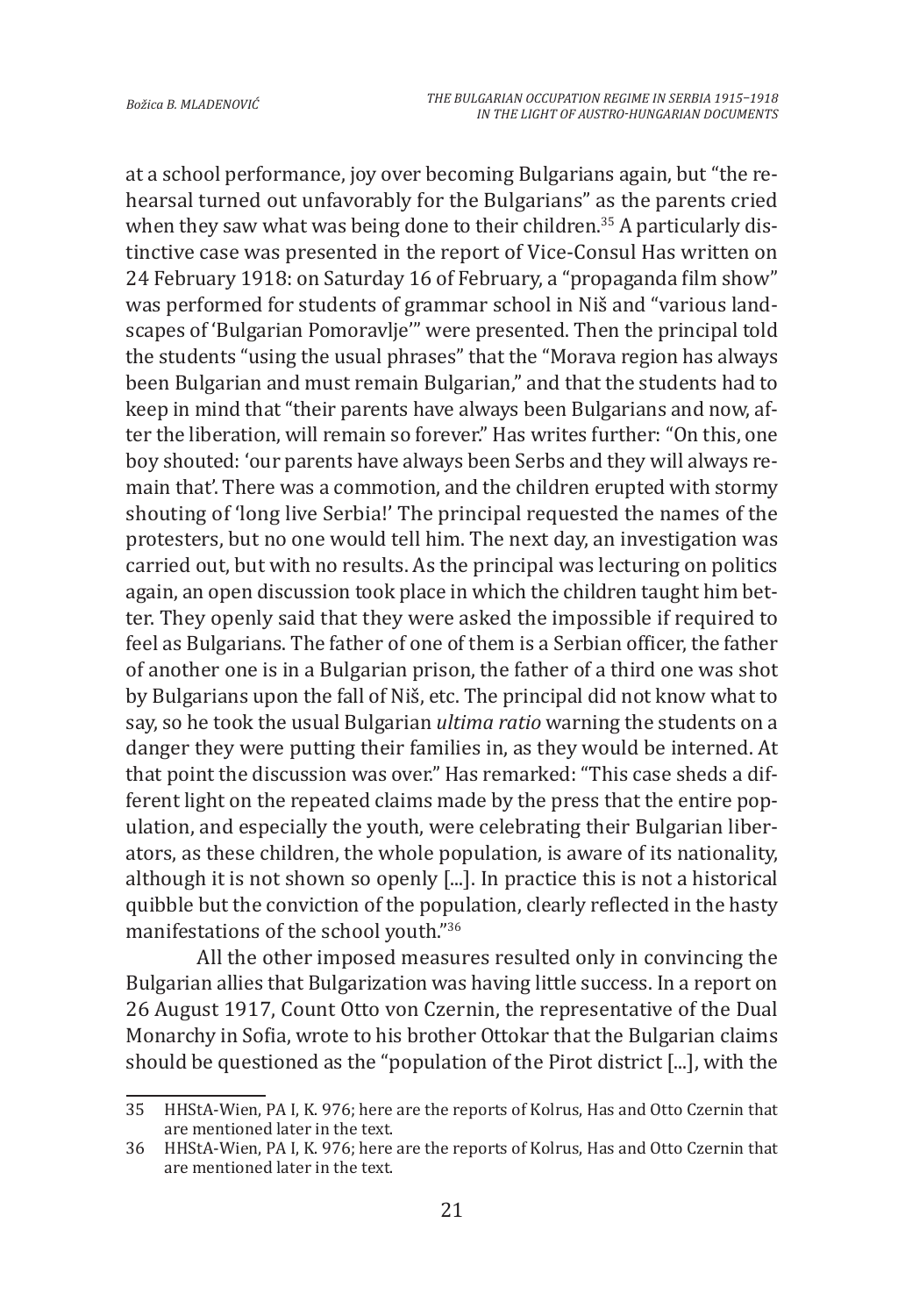at a school performance, joy over becoming Bulgarians again, but "the rehearsal turned out unfavorably for the Bulgarians" as the parents cried when they saw what was being done to their children.[35] A particularly distinctive case was presented in the report of Vice-Consul Has written on 24 February 1918: on Saturday 16 of February, a "propaganda film show" was performed for students of grammar school in Niš and "various landscapes of 'Bulgarian Pomoravlje'" were presented. Then the principal told the students "using the usual phrases" that the "Morava region has always been Bulgarian and must remain Bulgarian," and that the students had to keep in mind that "their parents have always been Bulgarians and now, after the liberation, will remain so forever." Has writes further: "On this, one boy shouted: 'our parents have always been Serbs and they will always remain that'. There was a commotion, and the children erupted with stormy shouting of 'long live Serbia!' The principal requested the names of the protesters, but no one would tell him. The next day, an investigation was carried out, but with no results. As the principal was lecturing on politics again, an open discussion took place in which the children taught him better. They openly said that they were asked the impossible if required to feel as Bulgarians. The father of one of them is a Serbian officer, the father of another one is in a Bulgarian prison, the father of a third one was shot by Bulgarians upon the fall of Niš, etc. The principal did not know what to say, so he took the usual Bulgarian *ultima ratio* warning the students on a danger they were putting their families in, as they would be interned. At that point the discussion was over." Has remarked: "This case sheds a different light on the repeated claims made by the press that the entire population, and especially the youth, were celebrating their Bulgarian liberators, as these children, the whole population, is aware of its nationality, although it is not shown so openly [...]. In practice this is not a historical quibble but the conviction of the population, clearly reflected in the hasty manifestations of the school youth."[36]

All the other imposed measures resulted only in convincing the Bulgarian allies that Bulgarization was having little success. In a report on 26 August 1917, Count Otto von Czernin, the representative of the Dual Monarchy in Sofia, wrote to his brother Ottokar that the Bulgarian claims should be questioned as the "population of the Pirot district [...], with the

---

35 HHStA-Wien, PA I, K. 976; here are the reports of Kolrus, Has and Otto Czernin that are mentioned later in the text.

36 HHStA-Wien, PA I, K. 976; here are the reports of Kolrus, Has and Otto Czernin that are mentioned later in the text.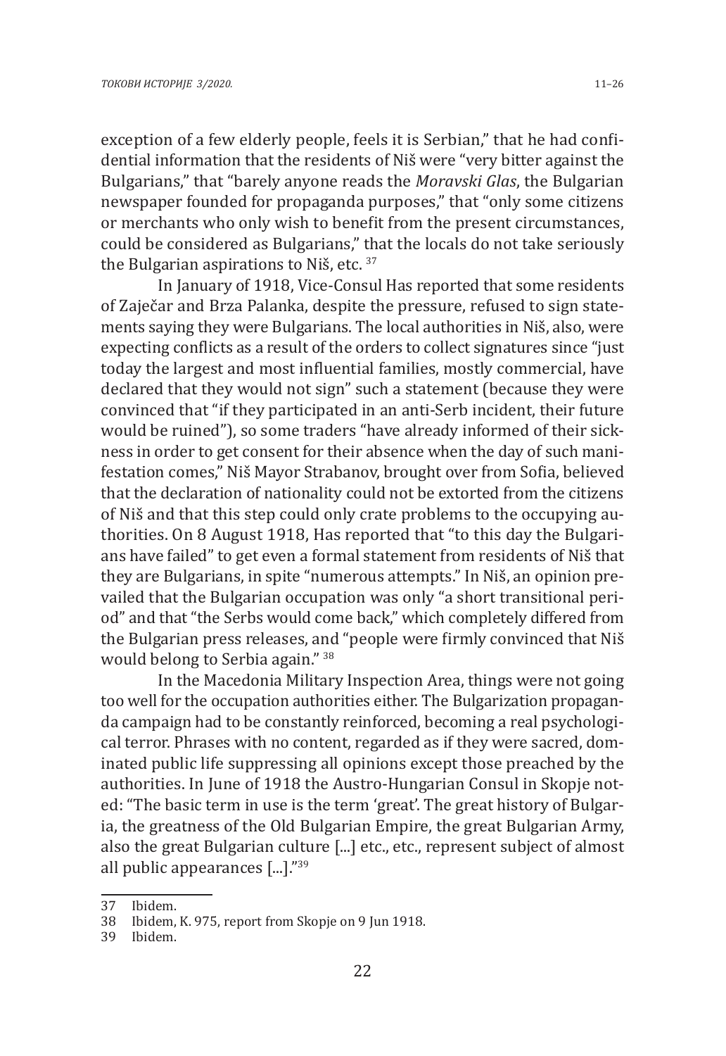exception of a few elderly people, feels it is Serbian," that he had confidential information that the residents of Niš were "very bitter against the Bulgarians," that "barely anyone reads the *Moravski Glas*, the Bulgarian newspaper founded for propaganda purposes," that "only some citizens or merchants who only wish to benefit from the present circumstances, could be considered as Bulgarians," that the locals do not take seriously the Bulgarian aspirations to Niš, etc. [37]

In January of 1918, Vice-Consul Has reported that some residents of Zaječar and Brza Palanka, despite the pressure, refused to sign statements saying they were Bulgarians. The local authorities in Niš, also, were expecting conflicts as a result of the orders to collect signatures since "just today the largest and most influential families, mostly commercial, have declared that they would not sign" such a statement (because they were convinced that "if they participated in an anti-Serb incident, their future would be ruined"), so some traders "have already informed of their sickness in order to get consent for their absence when the day of such manifestation comes," Niš Mayor Strabanov, brought over from Sofia, believed that the declaration of nationality could not be extorted from the citizens of Niš and that this step could only crate problems to the occupying authorities. On 8 August 1918, Has reported that "to this day the Bulgarians have failed" to get even a formal statement from residents of Niš that they are Bulgarians, in spite "numerous attempts." In Niš, an opinion prevailed that the Bulgarian occupation was only "a short transitional period" and that "the Serbs would come back," which completely differed from the Bulgarian press releases, and "people were firmly convinced that Niš would belong to Serbia again." [38]

In the Macedonia Military Inspection Area, things were not going too well for the occupation authorities either. The Bulgarization propaganda campaign had to be constantly reinforced, becoming a real psychological terror. Phrases with no content, regarded as if they were sacred, dominated public life suppressing all opinions except those preached by the authorities. In June of 1918 the Austro-Hungarian Consul in Skopje noted: "The basic term in use is the term 'great'. The great history of Bulgaria, the greatness of the Old Bulgarian Empire, the great Bulgarian Army, also the great Bulgarian culture [...] etc., etc., represent subject of almost all public appearances [...]."[39]

---

37 Ibidem.

38 Ibidem, K. 975, report from Skopje on 9 Jun 1918.

39 Ibidem.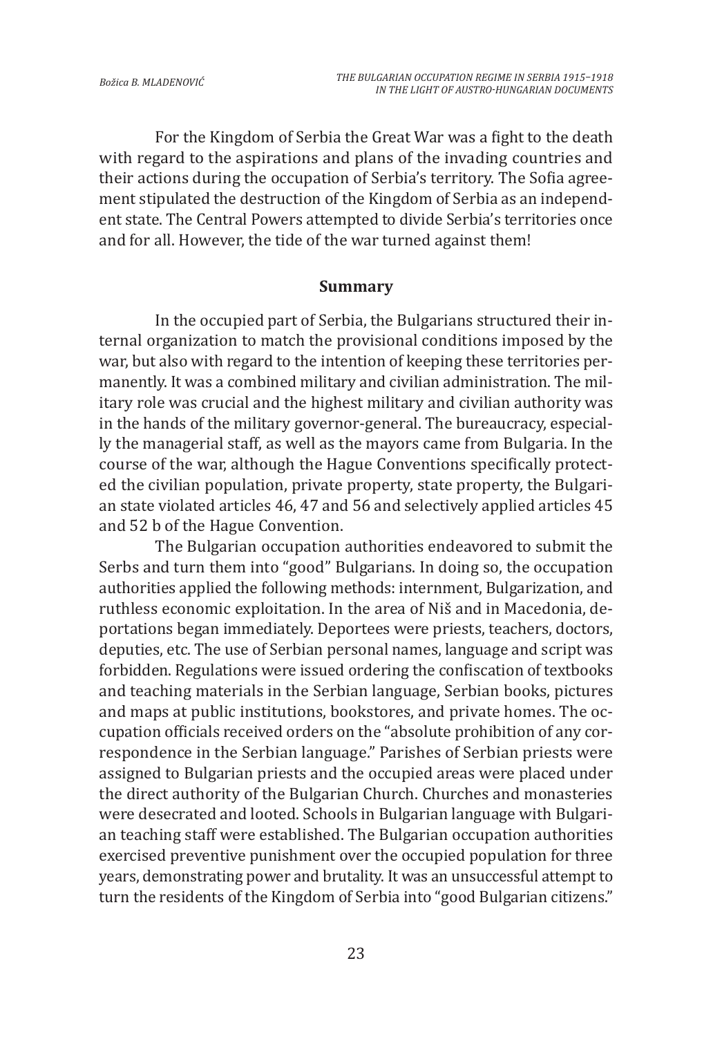For the Kingdom of Serbia the Great War was a fight to the death with regard to the aspirations and plans of the invading countries and their actions during the occupation of Serbia's territory. The Sofia agreement stipulated the destruction of the Kingdom of Serbia as an independent state. The Central Powers attempted to divide Serbia's territories once and for all. However, the tide of the war turned against them!

## Summary

In the occupied part of Serbia, the Bulgarians structured their internal organization to match the provisional conditions imposed by the war, but also with regard to the intention of keeping these territories permanently. It was a combined military and civilian administration. The military role was crucial and the highest military and civilian authority was in the hands of the military governor-general. The bureaucracy, especially the managerial staff, as well as the mayors came from Bulgaria. In the course of the war, although the Hague Conventions specifically protected the civilian population, private property, state property, the Bulgarian state violated articles 46, 47 and 56 and selectively applied articles 45 and 52 b of the Hague Convention.

The Bulgarian occupation authorities endeavored to submit the Serbs and turn them into "good" Bulgarians. In doing so, the occupation authorities applied the following methods: internment, Bulgarization, and ruthless economic exploitation. In the area of Niš and in Macedonia, deportations began immediately. Deportees were priests, teachers, doctors, deputies, etc. The use of Serbian personal names, language and script was forbidden. Regulations were issued ordering the confiscation of textbooks and teaching materials in the Serbian language, Serbian books, pictures and maps at public institutions, bookstores, and private homes. The occupation officials received orders on the "absolute prohibition of any correspondence in the Serbian language." Parishes of Serbian priests were assigned to Bulgarian priests and the occupied areas were placed under the direct authority of the Bulgarian Church. Churches and monasteries were desecrated and looted. Schools in Bulgarian language with Bulgarian teaching staff were established. The Bulgarian occupation authorities exercised preventive punishment over the occupied population for three years, demonstrating power and brutality. It was an unsuccessful attempt to turn the residents of the Kingdom of Serbia into "good Bulgarian citizens."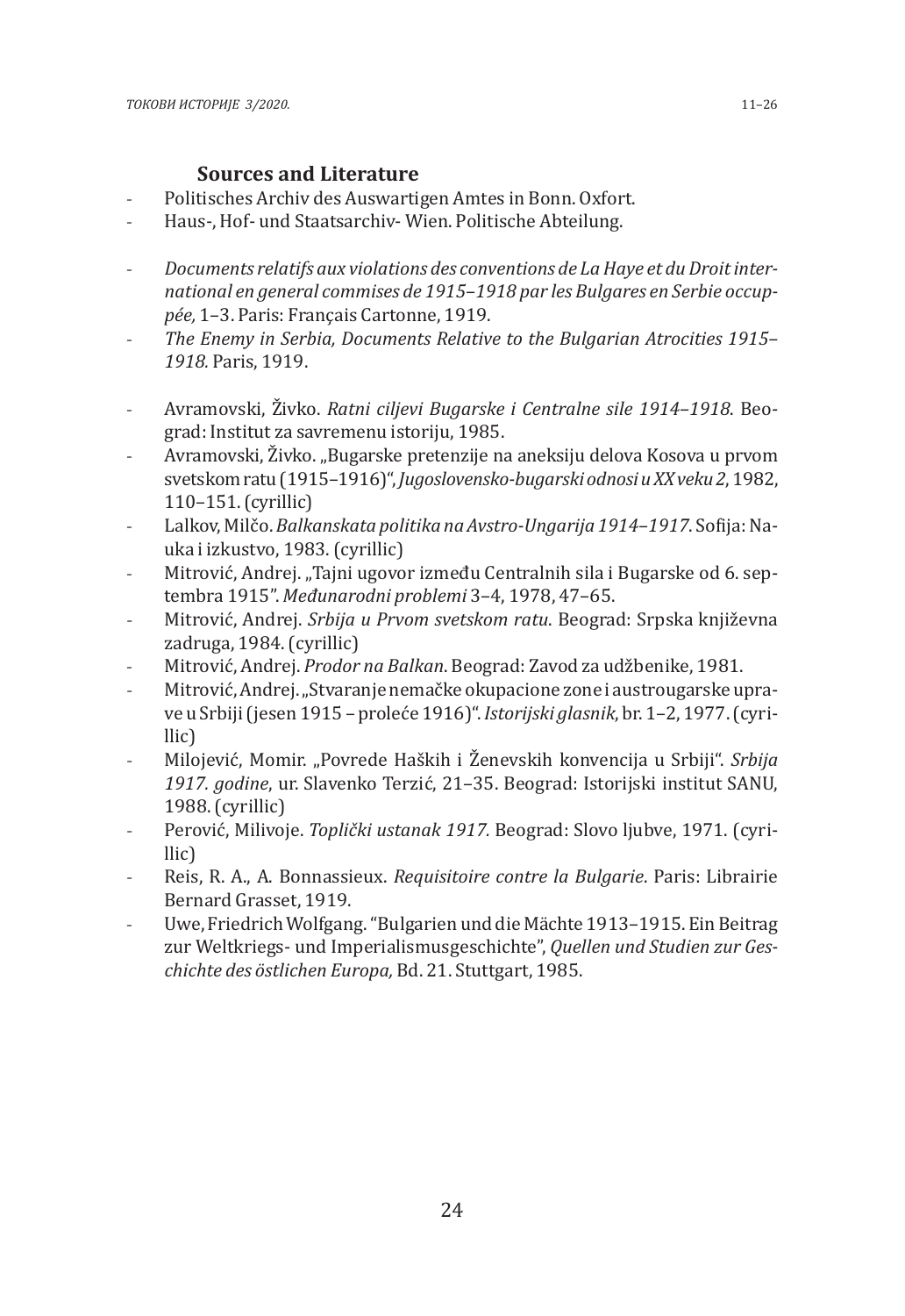**Sources and Literature**

- Politisches Archiv des Auswartigen Amtes in Bonn. Oxfort.
- Haus-, Hof- und Staatsarchiv- Wien. Politische Abteilung.

- *Documents relatifs aux violations des conventions de La Haye et du Droit international en general commises de 1915–1918 par les Bulgares en Serbie occupée,* 1–3. Paris: Français Cartonne, 1919.
- *The Enemy in Serbia, Documents Relative to the Bulgarian Atrocities 1915–1918.* Paris, 1919.

- Avramovski, Živko. *Ratni ciljevi Bugarske i Centralne sile 1914–1918*. Beograd: Institut za savremenu istoriju, 1985.
- Avramovski, Živko. „Bugarske pretenzije na aneksiju delova Kosova u prvom svetskom ratu (1915–1916)", *Jugoslovensko-bugarski odnosi u XX veku 2*, 1982, 110–151. (cyrillic)
- Lalkov, Milčo. *Balkanskata politika na Avstro-Ungarija 1914–1917*. Sofija: Nauka i izkustvo, 1983. (cyrillic)
- Mitrović, Andrej. „Tajni ugovor između Centralnih sila i Bugarske od 6. septembra 1915". *Međunarodni problemi* 3–4, 1978, 47–65.
- Mitrović, Andrej. *Srbija u Prvom svetskom ratu*. Beograd: Srpska književna zadruga, 1984. (cyrillic)
- Mitrović, Andrej. *Prodor na Balkan*. Beograd: Zavod za udžbenike, 1981.
- Mitrović, Andrej. „Stvaranje nemačke okupacione zone i austrougarske uprave u Srbiji (jesen 1915 – proleće 1916)". *Istorijski glasnik*, br. 1–2, 1977. (cyrillic)
- Milojević, Momir. „Povrede Haških i Ženevskih konvencija u Srbiji". *Srbija 1917. godine*, ur. Slavenko Terzić, 21–35. Beograd: Istorijski institut SANU, 1988. (cyrillic)
- Perović, Milivoje. *Toplički ustanak 1917.* Beograd: Slovo ljubve, 1971. (cyrillic)
- Reis, R. A., A. Bonnassieux. *Requisitoire contre la Bulgarie*. Paris: Librairie Bernard Grasset, 1919.
- Uwe, Friedrich Wolfgang. "Bulgarien und die Mächte 1913–1915. Ein Beitrag zur Weltkriegs- und Imperialismusgeschichte", *Quellen und Studien zur Geschichte des östlichen Europa,* Bd. 21. Stuttgart, 1985.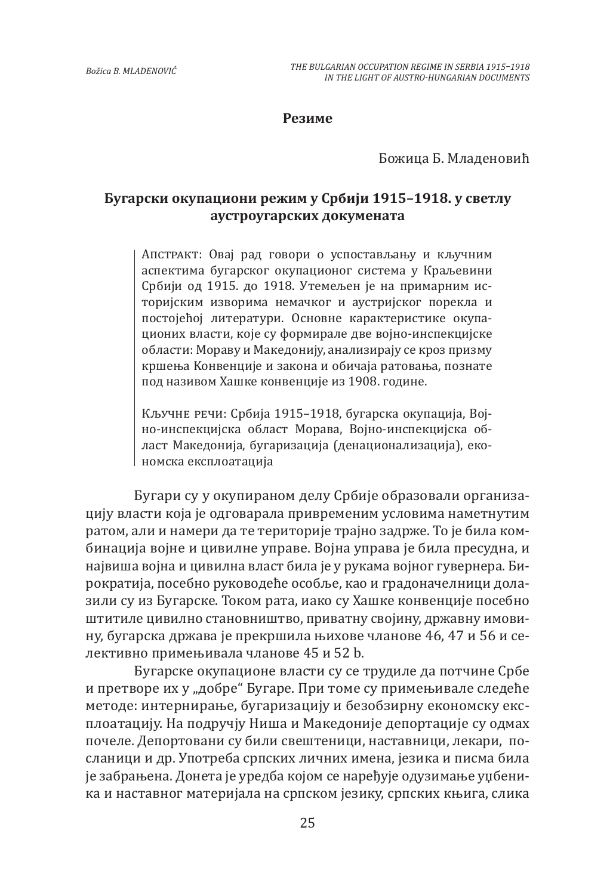## Резиме

Божица Б. Младеновић

### Бугарски окупациони режим у Србији 1915–1918. у светлу аустроугарских докумената

> АПСТРАКТ: Овај рад говори о успостављању и кључним аспектима бугарског окупационог система у Краљевини Србији од 1915. до 1918. Утемељен је на примарним историјским изворима немачког и аустријског порекла и постојећој литератури. Основне карактеристике окупационих власти, које су формирале две војно-инспекцијске области: Мораву и Македонију, анализирају се кроз призму кршења Конвенције и закона и обичаја ратовања, познате под називом Хашке конвенције из 1908. године.
>
> КЉУЧНЕ РЕЧИ: Србија 1915–1918, бугарска окупација, Војно-инспекцијска област Морава, Војно-инспекцијска област Македонија, бугаризација (денационализација), економска експлоатација

Бугари су у окупираном делу Србије образовали организацију власти која је одговарала привременим условима наметнутим ратом, али и намери да те територије трајно задрже. То је била комбинација војне и цивилне управе. Војна управа је била пресудна, и највиша војна и цивилна власт била је у рукама војног гувернера. Бирократија, посебно руководеће особље, као и градоначелници долазили су из Бугарске. Током рата, иако су Хашке конвенције посебно штитиле цивилно становништво, приватну својину, државну имовину, бугарска држава је прекршила њихове чланове 46, 47 и 56 и селективно примењивала чланове 45 и 52 b.

Бугарске окупационе власти су се трудиле да потчине Србе и претворе их у „добре“ Бугаре. При томе су примењивале следеће методе: интернирање, бугаризацију и безобзирну економску експлоатацију. На подручју Ниша и Македоније депортације су одмах почеле. Депортовани су били свештеници, наставници, лекари, посланици и др. Употреба српских личних имена, језика и писма била је забрањена. Донета је уредба којом се наређује одузимање уџбеника и наставног материјала на српском језику, српских књига, слика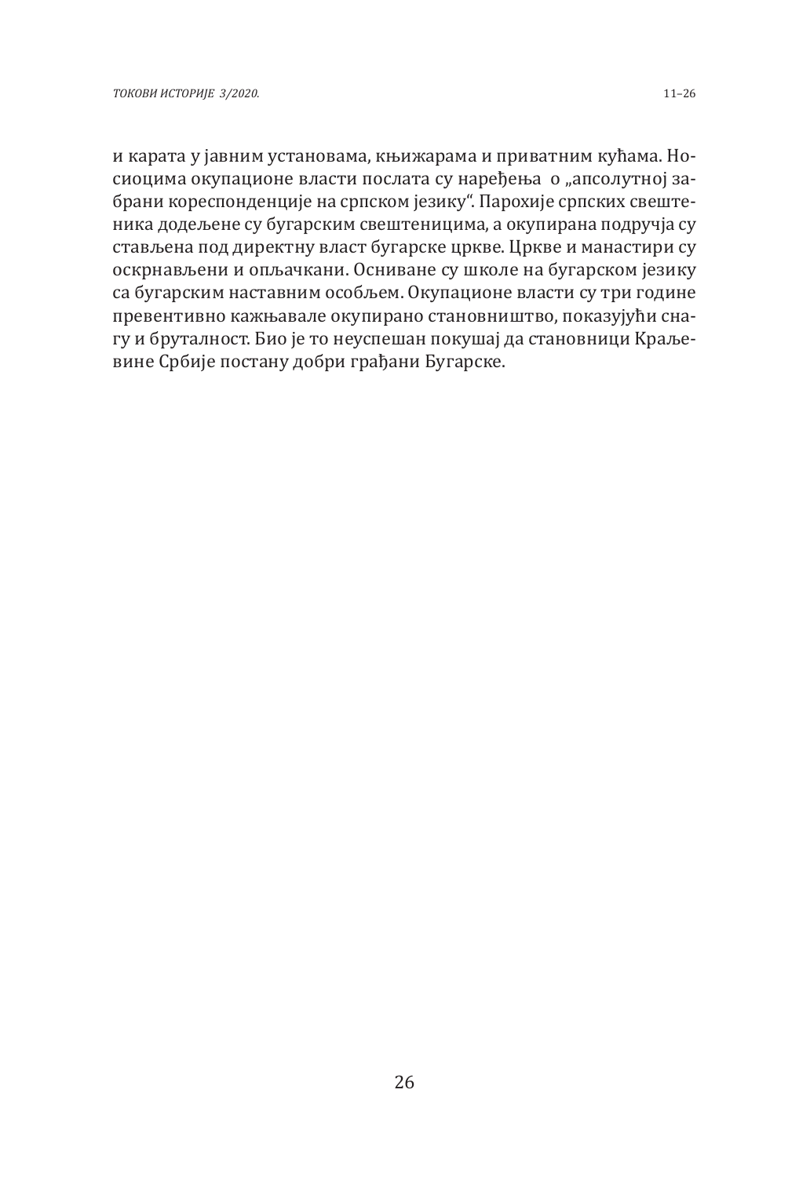и карата у јавним установама, књижарама и приватним кућама. Носиоцима окупационе власти послата су наређења о „апсолутној забрани кореспонденције на српском језику“. Парохије српских свештеника додељене су бугарским свештеницима, а окупирана подручја су стављена под директну власт бугарске цркве. Цркве и манастири су оскрнављени и опљачкани. Осниване су школе на бугарском језику са бугарским наставним особљем. Окупационе власти су три године превентивно кажњавале окупирано становништво, показујући снагу и бруталност. Био је то неуспешан покушај да становници Краљевине Србије постану добри грађани Бугарске.